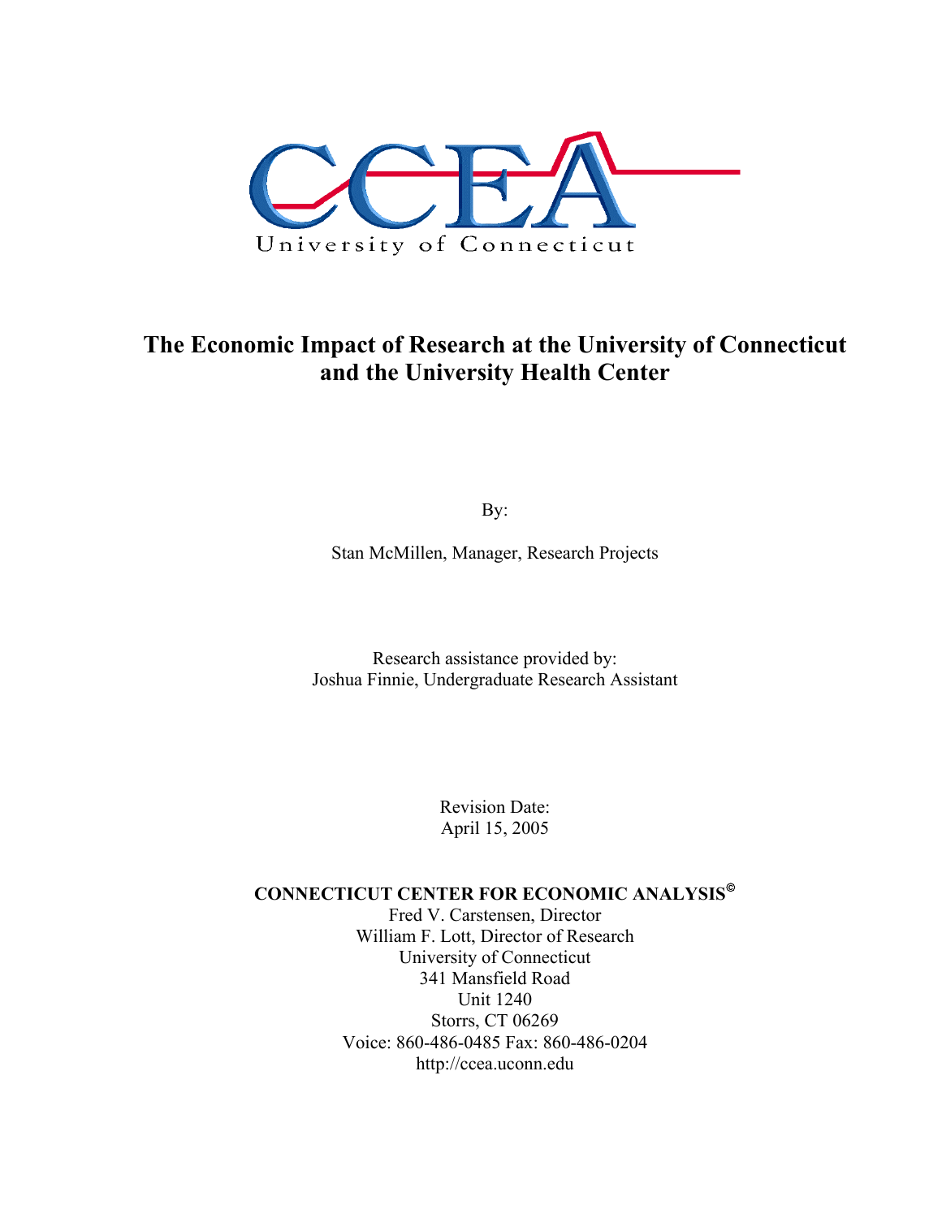CCEA

University of Connecticut

# The Economic Impact of Research at the University of Connecticut and the University Health Center

By:

Stan McMillen, Manager, Research Projects

Research assistance provided by:
Joshua Finnie, Undergraduate Research Assistant

Revision Date:
April 15, 2005

**CONNECTICUT CENTER FOR ECONOMIC ANALYSIS©**
Fred V. Carstensen, Director
William F. Lott, Director of Research
University of Connecticut
341 Mansfield Road
Unit 1240
Storrs, CT 06269
Voice: 860-486-0485 Fax: 860-486-0204
http://ccea.uconn.edu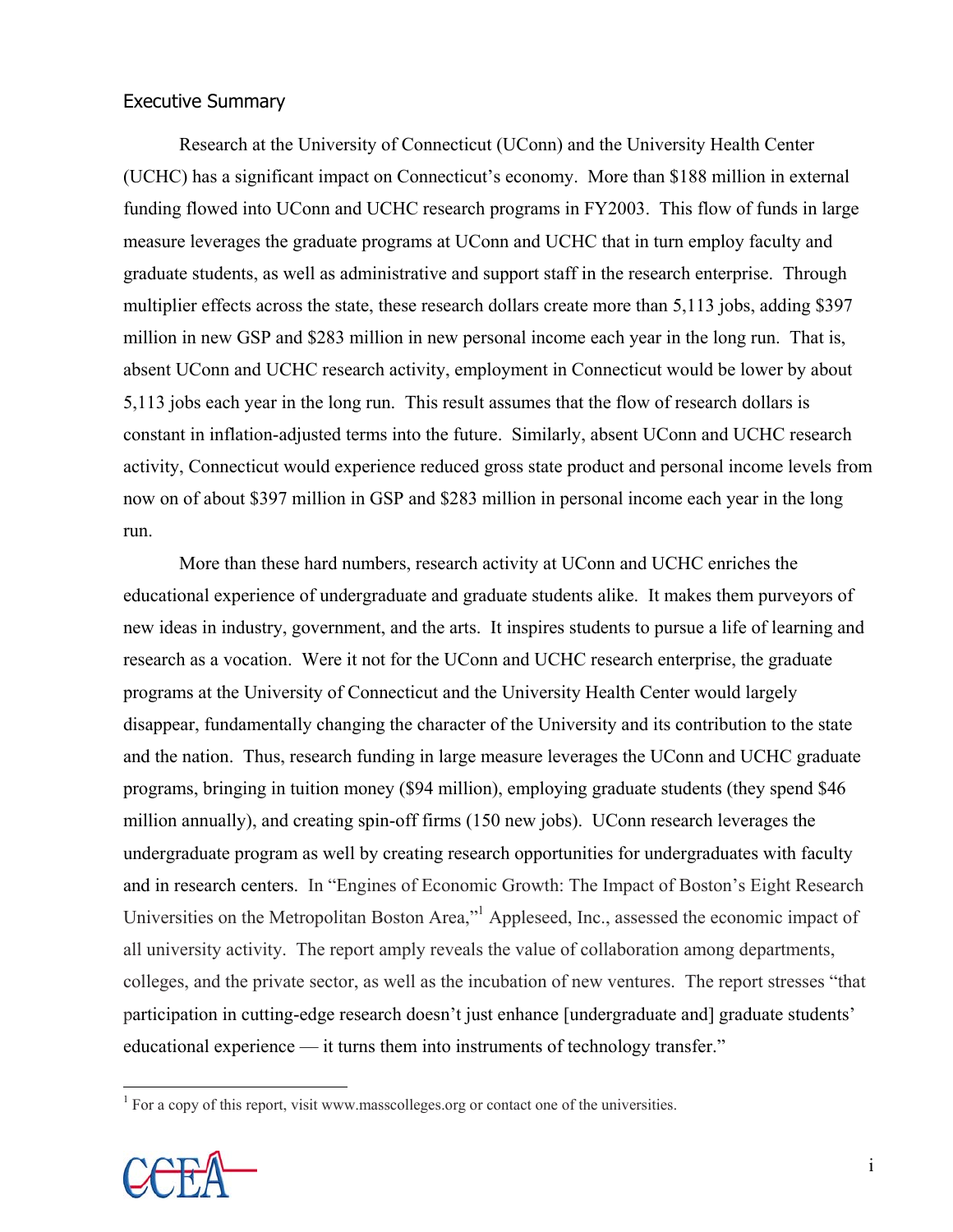## Executive Summary

Research at the University of Connecticut (UConn) and the University Health Center (UCHC) has a significant impact on Connecticut's economy. More than $188 million in external funding flowed into UConn and UCHC research programs in FY2003. This flow of funds in large measure leverages the graduate programs at UConn and UCHC that in turn employ faculty and graduate students, as well as administrative and support staff in the research enterprise. Through multiplier effects across the state, these research dollars create more than 5,113 jobs, adding $397 million in new GSP and $283 million in new personal income each year in the long run. That is, absent UConn and UCHC research activity, employment in Connecticut would be lower by about 5,113 jobs each year in the long run. This result assumes that the flow of research dollars is constant in inflation-adjusted terms into the future. Similarly, absent UConn and UCHC research activity, Connecticut would experience reduced gross state product and personal income levels from now on of about $397 million in GSP and $283 million in personal income each year in the long run.

More than these hard numbers, research activity at UConn and UCHC enriches the educational experience of undergraduate and graduate students alike. It makes them purveyors of new ideas in industry, government, and the arts. It inspires students to pursue a life of learning and research as a vocation. Were it not for the UConn and UCHC research enterprise, the graduate programs at the University of Connecticut and the University Health Center would largely disappear, fundamentally changing the character of the University and its contribution to the state and the nation. Thus, research funding in large measure leverages the UConn and UCHC graduate programs, bringing in tuition money ($94 million), employing graduate students (they spend $46 million annually), and creating spin-off firms (150 new jobs). UConn research leverages the undergraduate program as well by creating research opportunities for undergraduates with faculty and in research centers. In "Engines of Economic Growth: The Impact of Boston's Eight Research Universities on the Metropolitan Boston Area,"[1] Appleseed, Inc., assessed the economic impact of all university activity. The report amply reveals the value of collaboration among departments, colleges, and the private sector, as well as the incubation of new ventures. The report stresses "that participation in cutting-edge research doesn't just enhance [undergraduate and] graduate students' educational experience — it turns them into instruments of technology transfer."

[1] For a copy of this report, visit www.masscolleges.org or contact one of the universities.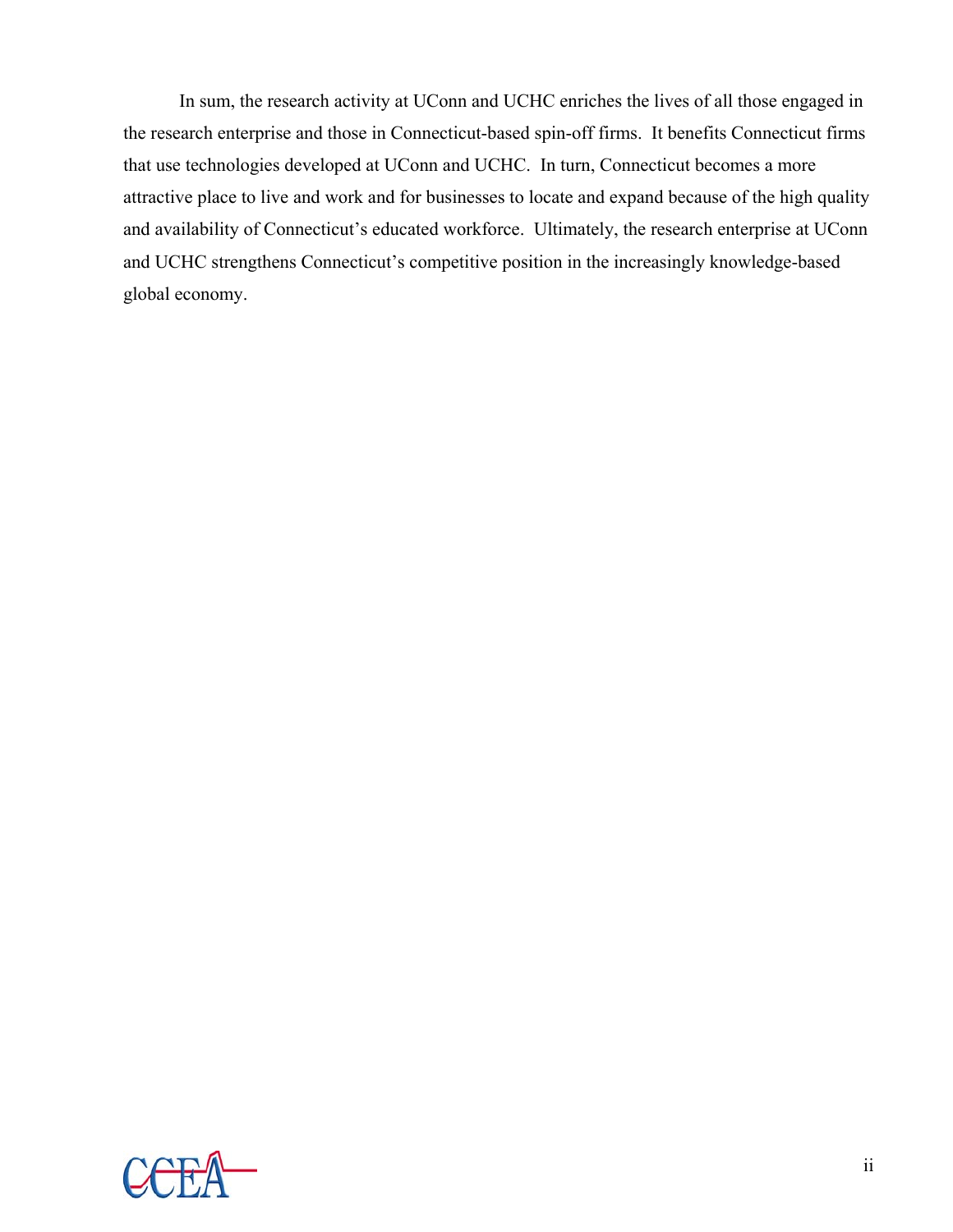In sum, the research activity at UConn and UCHC enriches the lives of all those engaged in the research enterprise and those in Connecticut-based spin-off firms. It benefits Connecticut firms that use technologies developed at UConn and UCHC. In turn, Connecticut becomes a more attractive place to live and work and for businesses to locate and expand because of the high quality and availability of Connecticut's educated workforce. Ultimately, the research enterprise at UConn and UCHC strengthens Connecticut's competitive position in the increasingly knowledge-based global economy.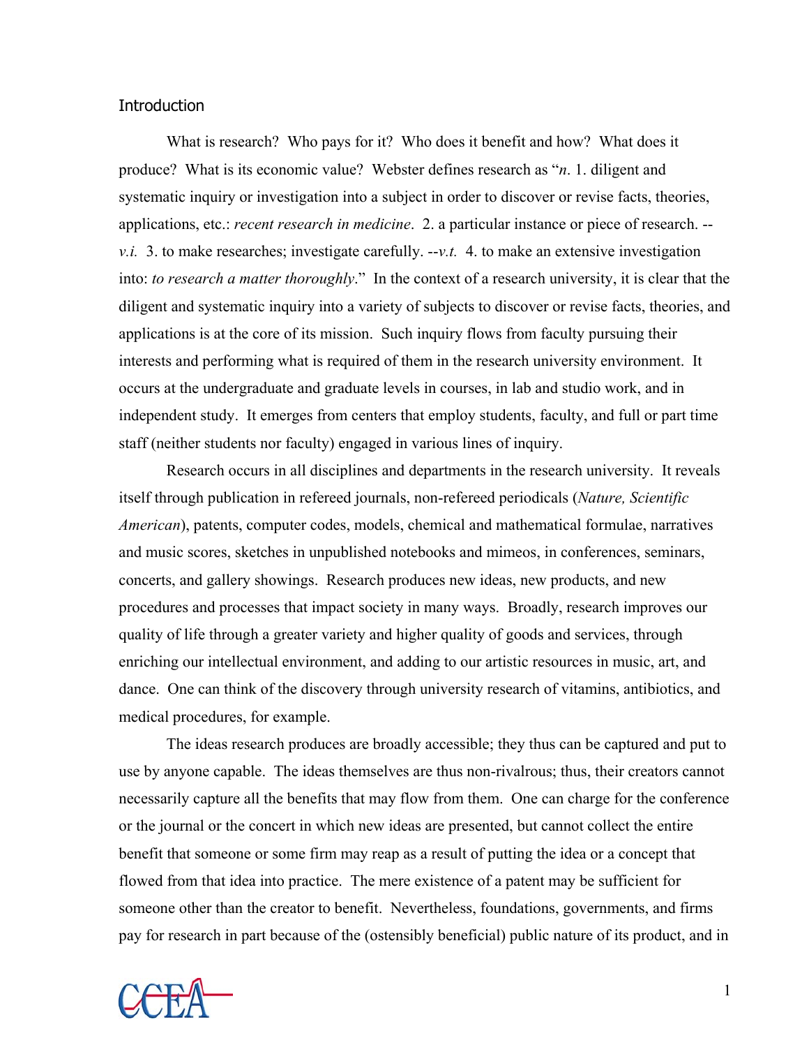## Introduction

What is research? Who pays for it? Who does it benefit and how? What does it produce? What is its economic value? Webster defines research as "*n*. 1. diligent and systematic inquiry or investigation into a subject in order to discover or revise facts, theories, applications, etc.: *recent research in medicine*. 2. a particular instance or piece of research. --*v.i.* 3. to make researches; investigate carefully. --*v.t.* 4. to make an extensive investigation into: *to research a matter thoroughly*." In the context of a research university, it is clear that the diligent and systematic inquiry into a variety of subjects to discover or revise facts, theories, and applications is at the core of its mission. Such inquiry flows from faculty pursuing their interests and performing what is required of them in the research university environment. It occurs at the undergraduate and graduate levels in courses, in lab and studio work, and in independent study. It emerges from centers that employ students, faculty, and full or part time staff (neither students nor faculty) engaged in various lines of inquiry.

Research occurs in all disciplines and departments in the research university. It reveals itself through publication in refereed journals, non-refereed periodicals (*Nature, Scientific American*), patents, computer codes, models, chemical and mathematical formulae, narratives and music scores, sketches in unpublished notebooks and mimeos, in conferences, seminars, concerts, and gallery showings. Research produces new ideas, new products, and new procedures and processes that impact society in many ways. Broadly, research improves our quality of life through a greater variety and higher quality of goods and services, through enriching our intellectual environment, and adding to our artistic resources in music, art, and dance. One can think of the discovery through university research of vitamins, antibiotics, and medical procedures, for example.

The ideas research produces are broadly accessible; they thus can be captured and put to use by anyone capable. The ideas themselves are thus non-rivalrous; thus, their creators cannot necessarily capture all the benefits that may flow from them. One can charge for the conference or the journal or the concert in which new ideas are presented, but cannot collect the entire benefit that someone or some firm may reap as a result of putting the idea or a concept that flowed from that idea into practice. The mere existence of a patent may be sufficient for someone other than the creator to benefit. Nevertheless, foundations, governments, and firms pay for research in part because of the (ostensibly beneficial) public nature of its product, and in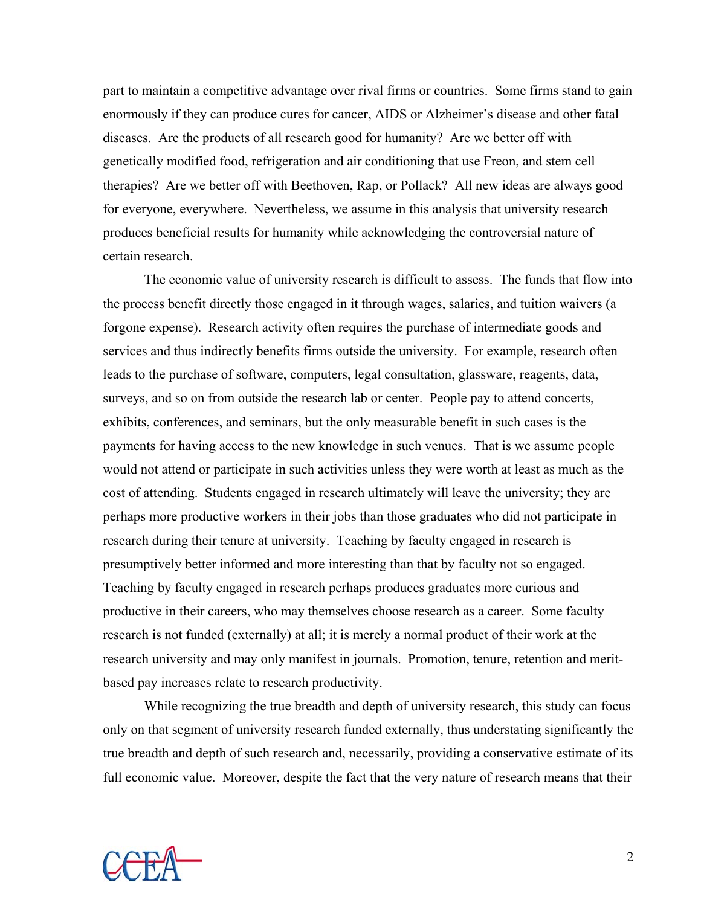part to maintain a competitive advantage over rival firms or countries. Some firms stand to gain enormously if they can produce cures for cancer, AIDS or Alzheimer's disease and other fatal diseases. Are the products of all research good for humanity? Are we better off with genetically modified food, refrigeration and air conditioning that use Freon, and stem cell therapies? Are we better off with Beethoven, Rap, or Pollack? All new ideas are always good for everyone, everywhere. Nevertheless, we assume in this analysis that university research produces beneficial results for humanity while acknowledging the controversial nature of certain research.

The economic value of university research is difficult to assess. The funds that flow into the process benefit directly those engaged in it through wages, salaries, and tuition waivers (a forgone expense). Research activity often requires the purchase of intermediate goods and services and thus indirectly benefits firms outside the university. For example, research often leads to the purchase of software, computers, legal consultation, glassware, reagents, data, surveys, and so on from outside the research lab or center. People pay to attend concerts, exhibits, conferences, and seminars, but the only measurable benefit in such cases is the payments for having access to the new knowledge in such venues. That is we assume people would not attend or participate in such activities unless they were worth at least as much as the cost of attending. Students engaged in research ultimately will leave the university; they are perhaps more productive workers in their jobs than those graduates who did not participate in research during their tenure at university. Teaching by faculty engaged in research is presumptively better informed and more interesting than that by faculty not so engaged. Teaching by faculty engaged in research perhaps produces graduates more curious and productive in their careers, who may themselves choose research as a career. Some faculty research is not funded (externally) at all; it is merely a normal product of their work at the research university and may only manifest in journals. Promotion, tenure, retention and merit-based pay increases relate to research productivity.

While recognizing the true breadth and depth of university research, this study can focus only on that segment of university research funded externally, thus understating significantly the true breadth and depth of such research and, necessarily, providing a conservative estimate of its full economic value. Moreover, despite the fact that the very nature of research means that their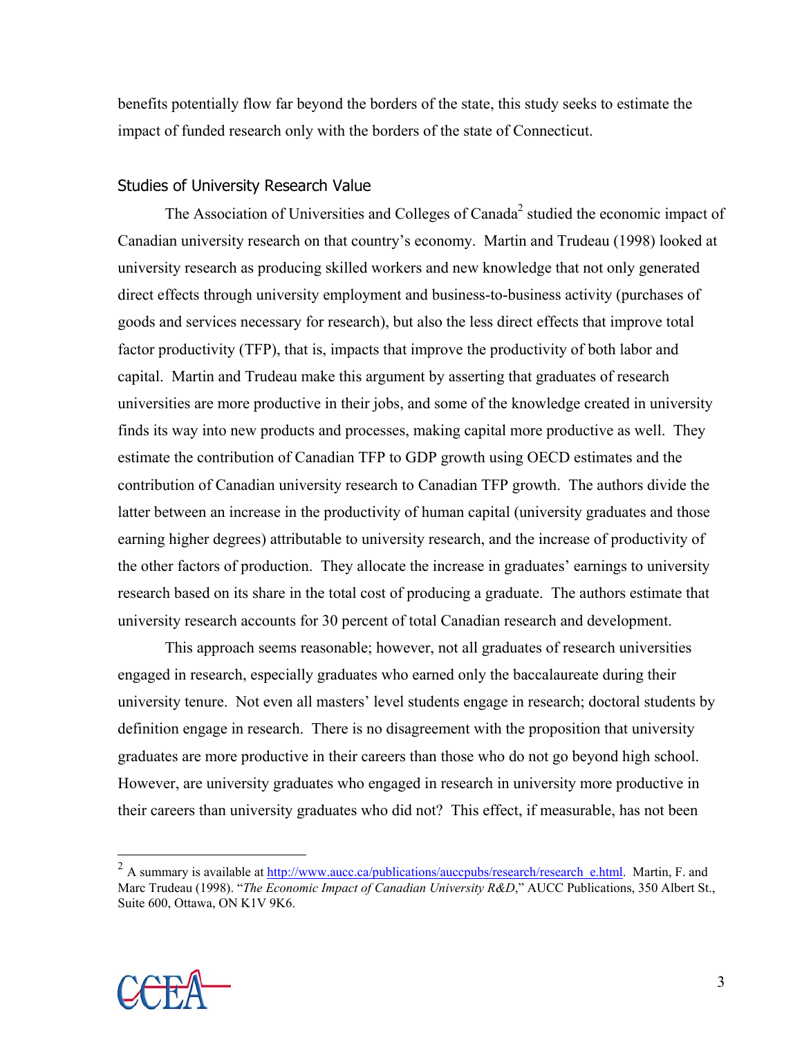benefits potentially flow far beyond the borders of the state, this study seeks to estimate the impact of funded research only with the borders of the state of Connecticut.

## Studies of University Research Value

The Association of Universities and Colleges of Canada[2] studied the economic impact of Canadian university research on that country's economy. Martin and Trudeau (1998) looked at university research as producing skilled workers and new knowledge that not only generated direct effects through university employment and business-to-business activity (purchases of goods and services necessary for research), but also the less direct effects that improve total factor productivity (TFP), that is, impacts that improve the productivity of both labor and capital. Martin and Trudeau make this argument by asserting that graduates of research universities are more productive in their jobs, and some of the knowledge created in university finds its way into new products and processes, making capital more productive as well. They estimate the contribution of Canadian TFP to GDP growth using OECD estimates and the contribution of Canadian university research to Canadian TFP growth. The authors divide the latter between an increase in the productivity of human capital (university graduates and those earning higher degrees) attributable to university research, and the increase of productivity of the other factors of production. They allocate the increase in graduates' earnings to university research based on its share in the total cost of producing a graduate. The authors estimate that university research accounts for 30 percent of total Canadian research and development.

This approach seems reasonable; however, not all graduates of research universities engaged in research, especially graduates who earned only the baccalaureate during their university tenure. Not even all masters' level students engage in research; doctoral students by definition engage in research. There is no disagreement with the proposition that university graduates are more productive in their careers than those who do not go beyond high school. However, are university graduates who engaged in research in university more productive in their careers than university graduates who did not? This effect, if measurable, has not been

[2] A summary is available at http://www.aucc.ca/publications/auccpubs/research/research_e.html. Martin, F. and Marc Trudeau (1998). "*The Economic Impact of Canadian University R&D*," AUCC Publications, 350 Albert St., Suite 600, Ottawa, ON K1V 9K6.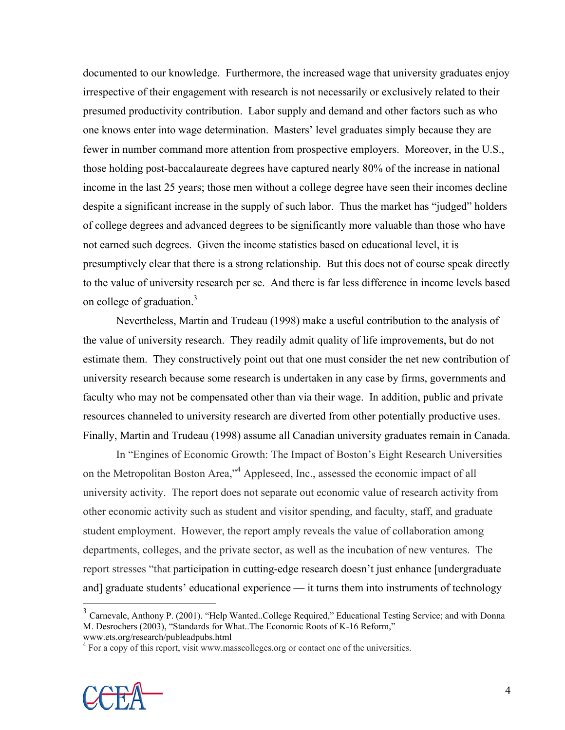documented to our knowledge. Furthermore, the increased wage that university graduates enjoy irrespective of their engagement with research is not necessarily or exclusively related to their presumed productivity contribution. Labor supply and demand and other factors such as who one knows enter into wage determination. Masters' level graduates simply because they are fewer in number command more attention from prospective employers. Moreover, in the U.S., those holding post-baccalaureate degrees have captured nearly 80% of the increase in national income in the last 25 years; those men without a college degree have seen their incomes decline despite a significant increase in the supply of such labor. Thus the market has "judged" holders of college degrees and advanced degrees to be significantly more valuable than those who have not earned such degrees. Given the income statistics based on educational level, it is presumptively clear that there is a strong relationship. But this does not of course speak directly to the value of university research per se. And there is far less difference in income levels based on college of graduation.[3]

Nevertheless, Martin and Trudeau (1998) make a useful contribution to the analysis of the value of university research. They readily admit quality of life improvements, but do not estimate them. They constructively point out that one must consider the net new contribution of university research because some research is undertaken in any case by firms, governments and faculty who may not be compensated other than via their wage. In addition, public and private resources channeled to university research are diverted from other potentially productive uses. Finally, Martin and Trudeau (1998) assume all Canadian university graduates remain in Canada.

In "Engines of Economic Growth: The Impact of Boston's Eight Research Universities on the Metropolitan Boston Area,"[4] Appleseed, Inc., assessed the economic impact of all university activity. The report does not separate out economic value of research activity from other economic activity such as student and visitor spending, and faculty, staff, and graduate student employment. However, the report amply reveals the value of collaboration among departments, colleges, and the private sector, as well as the incubation of new ventures. The report stresses "that participation in cutting-edge research doesn't just enhance [undergraduate and] graduate students' educational experience — it turns them into instruments of technology

---

[3] Carnevale, Anthony P. (2001). "Help Wanted..College Required," Educational Testing Service; and with Donna M. Desrochers (2003), "Standards for What..The Economic Roots of K-16 Reform," www.ets.org/research/publeadpubs.html

[4] For a copy of this report, visit www.masscolleges.org or contact one of the universities.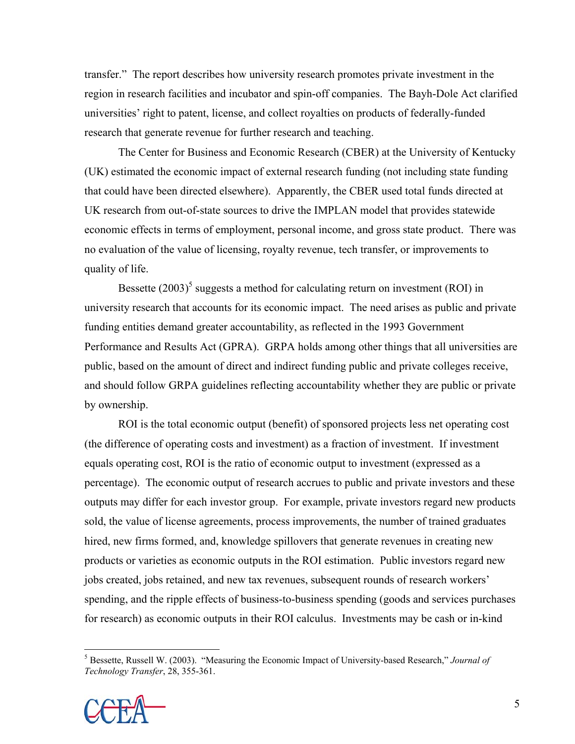transfer." The report describes how university research promotes private investment in the region in research facilities and incubator and spin-off companies. The Bayh-Dole Act clarified universities' right to patent, license, and collect royalties on products of federally-funded research that generate revenue for further research and teaching.

The Center for Business and Economic Research (CBER) at the University of Kentucky (UK) estimated the economic impact of external research funding (not including state funding that could have been directed elsewhere). Apparently, the CBER used total funds directed at UK research from out-of-state sources to drive the IMPLAN model that provides statewide economic effects in terms of employment, personal income, and gross state product. There was no evaluation of the value of licensing, royalty revenue, tech transfer, or improvements to quality of life.

Bessette (2003)[5] suggests a method for calculating return on investment (ROI) in university research that accounts for its economic impact. The need arises as public and private funding entities demand greater accountability, as reflected in the 1993 Government Performance and Results Act (GPRA). GRPA holds among other things that all universities are public, based on the amount of direct and indirect funding public and private colleges receive, and should follow GRPA guidelines reflecting accountability whether they are public or private by ownership.

ROI is the total economic output (benefit) of sponsored projects less net operating cost (the difference of operating costs and investment) as a fraction of investment. If investment equals operating cost, ROI is the ratio of economic output to investment (expressed as a percentage). The economic output of research accrues to public and private investors and these outputs may differ for each investor group. For example, private investors regard new products sold, the value of license agreements, process improvements, the number of trained graduates hired, new firms formed, and, knowledge spillovers that generate revenues in creating new products or varieties as economic outputs in the ROI estimation. Public investors regard new jobs created, jobs retained, and new tax revenues, subsequent rounds of research workers' spending, and the ripple effects of business-to-business spending (goods and services purchases for research) as economic outputs in their ROI calculus. Investments may be cash or in-kind

[5] Bessette, Russell W. (2003). "Measuring the Economic Impact of University-based Research," *Journal of Technology Transfer*, 28, 355-361.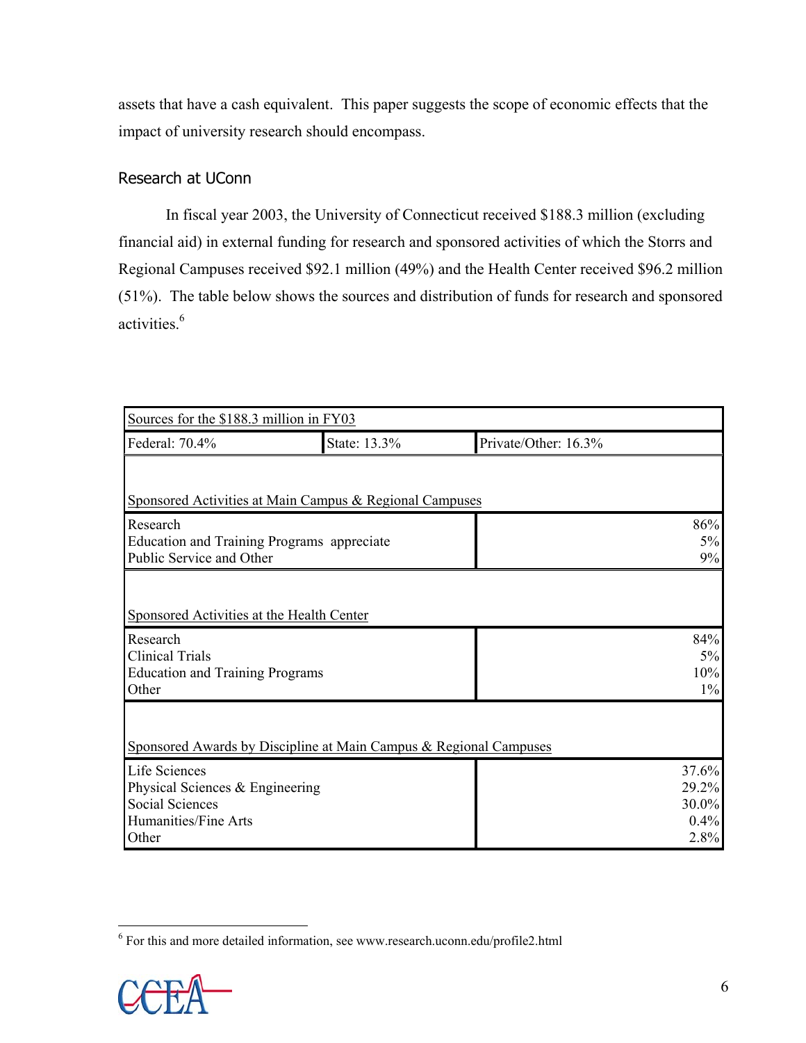assets that have a cash equivalent. This paper suggests the scope of economic effects that the impact of university research should encompass.

## Research at UConn

In fiscal year 2003, the University of Connecticut received $188.3 million (excluding financial aid) in external funding for research and sponsored activities of which the Storrs and Regional Campuses received $92.1 million (49%) and the Health Center received $96.2 million (51%). The table below shows the sources and distribution of funds for research and sponsored activities.[6]

| Sources for the $188.3 million in FY03 | | |
|---|---|---|
| Federal: 70.4% | State: 13.3% | Private/Other: 16.3% |
| **Sponsored Activities at Main Campus & Regional Campuses** | | |
| Research | | 86% |
| Education and Training Programs appreciate | | 5% |
| Public Service and Other | | 9% |
| **Sponsored Activities at the Health Center** | | |
| Research | | 84% |
| Clinical Trials | | 5% |
| Education and Training Programs | | 10% |
| Other | | 1% |
| **Sponsored Awards by Discipline at Main Campus & Regional Campuses** | | |
| Life Sciences | | 37.6% |
| Physical Sciences & Engineering | | 29.2% |
| Social Sciences | | 30.0% |
| Humanities/Fine Arts | | 0.4% |
| Other | | 2.8% |

[6] For this and more detailed information, see www.research.uconn.edu/profile2.html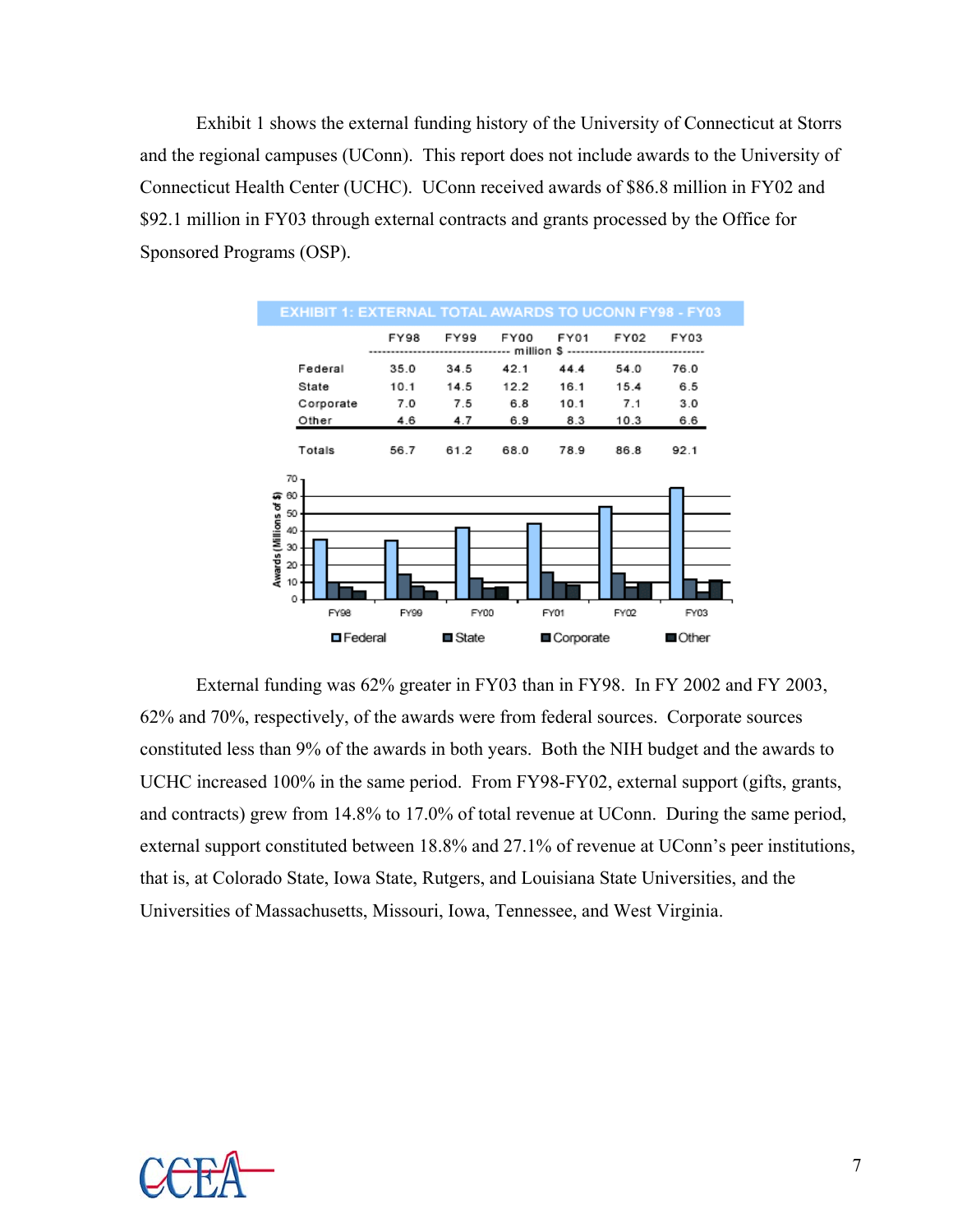Exhibit 1 shows the external funding history of the University of Connecticut at Storrs and the regional campuses (UConn). This report does not include awards to the University of Connecticut Health Center (UCHC). UConn received awards of $86.8 million in FY02 and $92.1 million in FY03 through external contracts and grants processed by the Office for Sponsored Programs (OSP).

**EXHIBIT 1: EXTERNAL TOTAL AWARDS TO UCONN FY98 - FY03**

| | FY98 | FY99 | FY00 | FY01 | FY02 | FY03 |
|---|---|---|---|---|---|---|
| | million $ | | | | | |
| Federal | 35.0 | 34.5 | 42.1 | 44.4 | 54.0 | 76.0 |
| State | 10.1 | 14.5 | 12.2 | 16.1 | 15.4 | 6.5 |
| Corporate | 7.0 | 7.5 | 6.8 | 10.1 | 7.1 | 3.0 |
| Other | 4.6 | 4.7 | 6.9 | 8.3 | 10.3 | 6.6 |
| Totals | 56.7 | 61.2 | 68.0 | 78.9 | 86.8 | 92.1 |

External funding was 62% greater in FY03 than in FY98. In FY 2002 and FY 2003, 62% and 70%, respectively, of the awards were from federal sources. Corporate sources constituted less than 9% of the awards in both years. Both the NIH budget and the awards to UCHC increased 100% in the same period. From FY98-FY02, external support (gifts, grants, and contracts) grew from 14.8% to 17.0% of total revenue at UConn. During the same period, external support constituted between 18.8% and 27.1% of revenue at UConn's peer institutions, that is, at Colorado State, Iowa State, Rutgers, and Louisiana State Universities, and the Universities of Massachusetts, Missouri, Iowa, Tennessee, and West Virginia.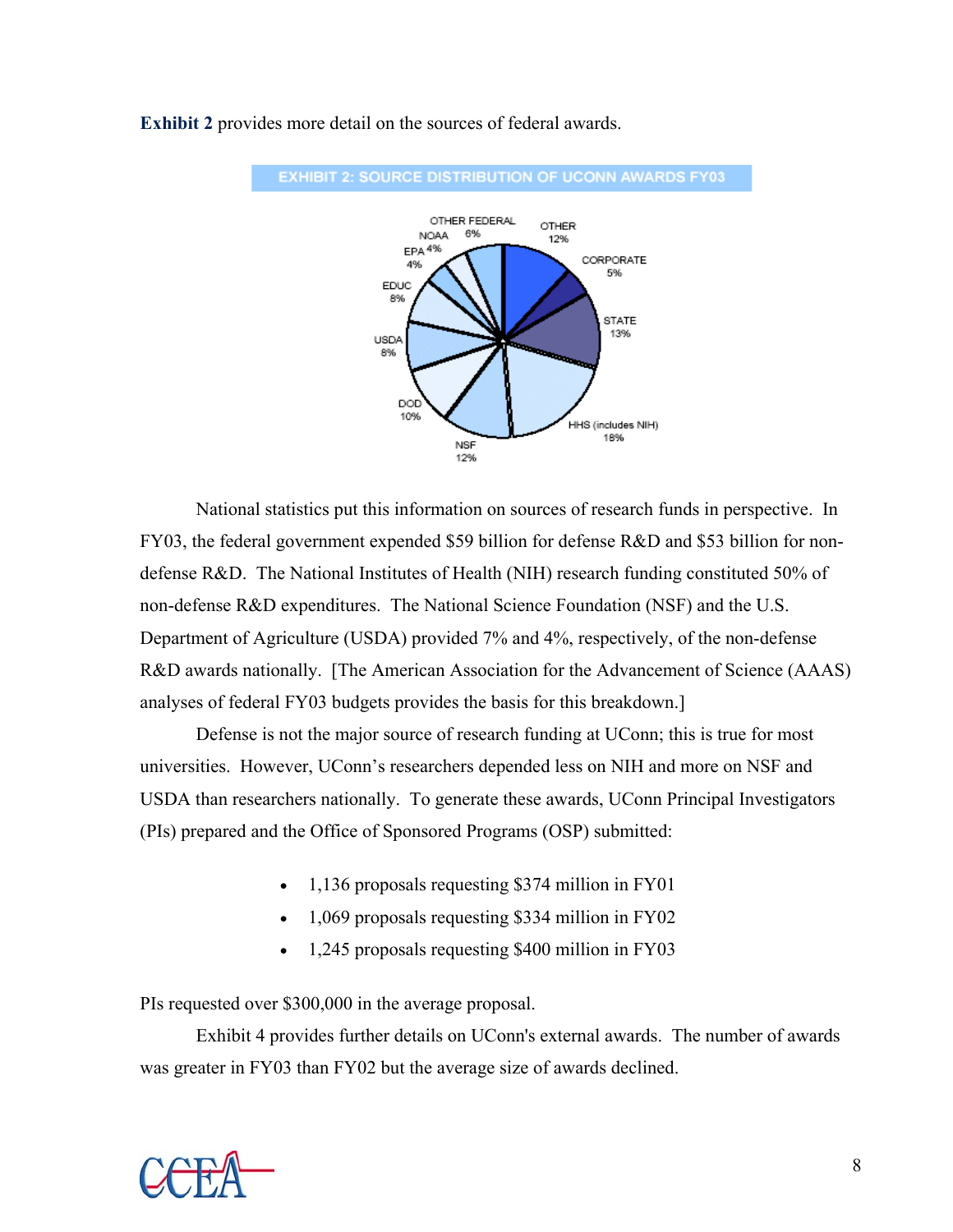**Exhibit 2** provides more detail on the sources of federal awards.

**EXHIBIT 2: SOURCE DISTRIBUTION OF UCONN AWARDS FY03**

| Source | Share |
|---|---|
| OTHER | 12% |
| CORPORATE | 5% |
| STATE | 13% |
| HHS (includes NIH) | 18% |
| NSF | 12% |
| DOD | 10% |
| USDA | 8% |
| EDUC | 8% |
| EPA | 4% |
| NOAA | 4% |
| OTHER FEDERAL | 6% |

National statistics put this information on sources of research funds in perspective. In FY03, the federal government expended $59 billion for defense R&D and $53 billion for non-defense R&D. The National Institutes of Health (NIH) research funding constituted 50% of non-defense R&D expenditures. The National Science Foundation (NSF) and the U.S. Department of Agriculture (USDA) provided 7% and 4%, respectively, of the non-defense R&D awards nationally. [The American Association for the Advancement of Science (AAAS) analyses of federal FY03 budgets provides the basis for this breakdown.]

Defense is not the major source of research funding at UConn; this is true for most universities. However, UConn's researchers depended less on NIH and more on NSF and USDA than researchers nationally. To generate these awards, UConn Principal Investigators (PIs) prepared and the Office of Sponsored Programs (OSP) submitted:

- 1,136 proposals requesting $374 million in FY01
- 1,069 proposals requesting $334 million in FY02
- 1,245 proposals requesting $400 million in FY03

PIs requested over $300,000 in the average proposal.

Exhibit 4 provides further details on UConn's external awards. The number of awards was greater in FY03 than FY02 but the average size of awards declined.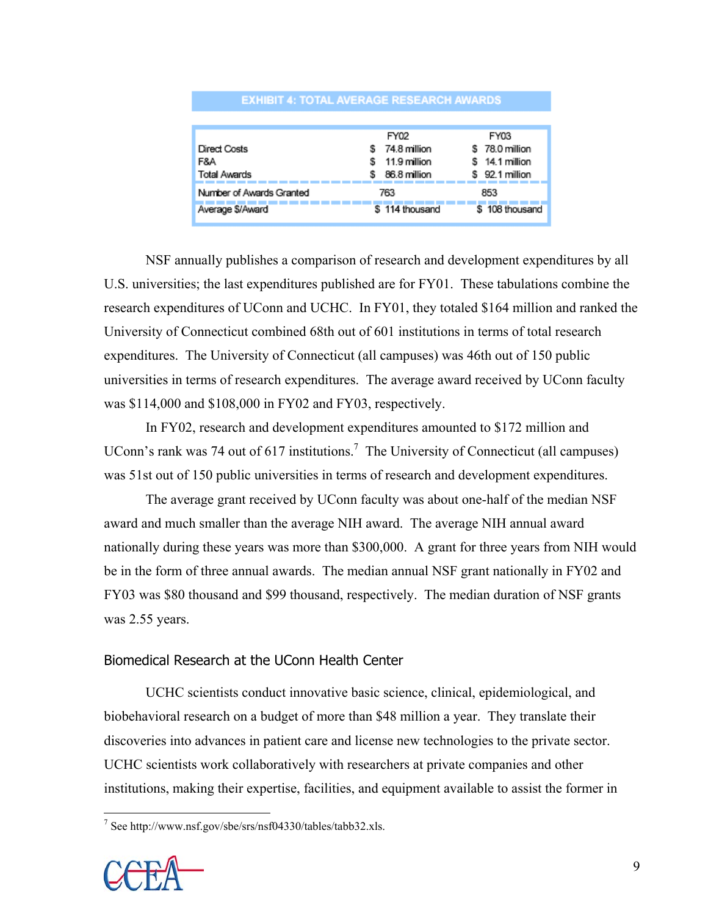**EXHIBIT 4: TOTAL AVERAGE RESEARCH AWARDS**

| | FY02 | FY03 |
|---|---|---|
| Direct Costs | $ 74.8 million | $ 78.0 million |
| F&A | $ 11.9 million | $ 14.1 million |
| Total Awards | $ 86.8 million | $ 92.1 million |
| Number of Awards Granted | 763 | 853 |
| Average $/Award | $ 114 thousand | $ 108 thousand |

NSF annually publishes a comparison of research and development expenditures by all U.S. universities; the last expenditures published are for FY01. These tabulations combine the research expenditures of UConn and UCHC. In FY01, they totaled $164 million and ranked the University of Connecticut combined 68th out of 601 institutions in terms of total research expenditures. The University of Connecticut (all campuses) was 46th out of 150 public universities in terms of research expenditures. The average award received by UConn faculty was $114,000 and $108,000 in FY02 and FY03, respectively.

In FY02, research and development expenditures amounted to $172 million and UConn's rank was 74 out of 617 institutions.[7] The University of Connecticut (all campuses) was 51st out of 150 public universities in terms of research and development expenditures.

The average grant received by UConn faculty was about one-half of the median NSF award and much smaller than the average NIH award. The average NIH annual award nationally during these years was more than $300,000. A grant for three years from NIH would be in the form of three annual awards. The median annual NSF grant nationally in FY02 and FY03 was $80 thousand and $99 thousand, respectively. The median duration of NSF grants was 2.55 years.

## Biomedical Research at the UConn Health Center

UCHC scientists conduct innovative basic science, clinical, epidemiological, and biobehavioral research on a budget of more than $48 million a year. They translate their discoveries into advances in patient care and license new technologies to the private sector. UCHC scientists work collaboratively with researchers at private companies and other institutions, making their expertise, facilities, and equipment available to assist the former in

[7] See http://www.nsf.gov/sbe/srs/nsf04330/tables/tabb32.xls.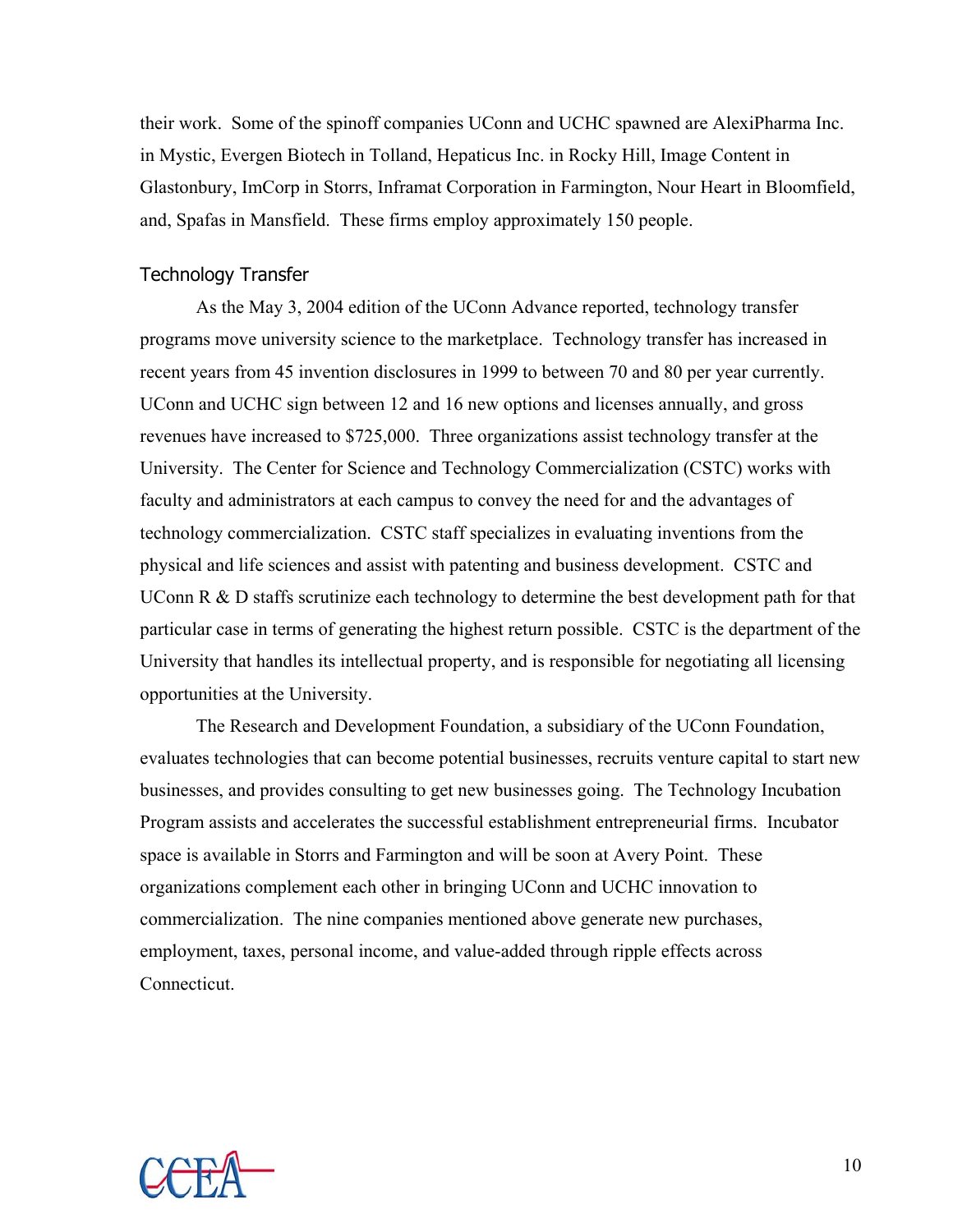their work. Some of the spinoff companies UConn and UCHC spawned are AlexiPharma Inc. in Mystic, Evergen Biotech in Tolland, Hepaticus Inc. in Rocky Hill, Image Content in Glastonbury, ImCorp in Storrs, Inframat Corporation in Farmington, Nour Heart in Bloomfield, and, Spafas in Mansfield. These firms employ approximately 150 people.

### Technology Transfer

As the May 3, 2004 edition of the UConn Advance reported, technology transfer programs move university science to the marketplace. Technology transfer has increased in recent years from 45 invention disclosures in 1999 to between 70 and 80 per year currently. UConn and UCHC sign between 12 and 16 new options and licenses annually, and gross revenues have increased to $725,000. Three organizations assist technology transfer at the University. The Center for Science and Technology Commercialization (CSTC) works with faculty and administrators at each campus to convey the need for and the advantages of technology commercialization. CSTC staff specializes in evaluating inventions from the physical and life sciences and assist with patenting and business development. CSTC and UConn R & D staffs scrutinize each technology to determine the best development path for that particular case in terms of generating the highest return possible. CSTC is the department of the University that handles its intellectual property, and is responsible for negotiating all licensing opportunities at the University.

The Research and Development Foundation, a subsidiary of the UConn Foundation, evaluates technologies that can become potential businesses, recruits venture capital to start new businesses, and provides consulting to get new businesses going. The Technology Incubation Program assists and accelerates the successful establishment entrepreneurial firms. Incubator space is available in Storrs and Farmington and will be soon at Avery Point. These organizations complement each other in bringing UConn and UCHC innovation to commercialization. The nine companies mentioned above generate new purchases, employment, taxes, personal income, and value-added through ripple effects across Connecticut.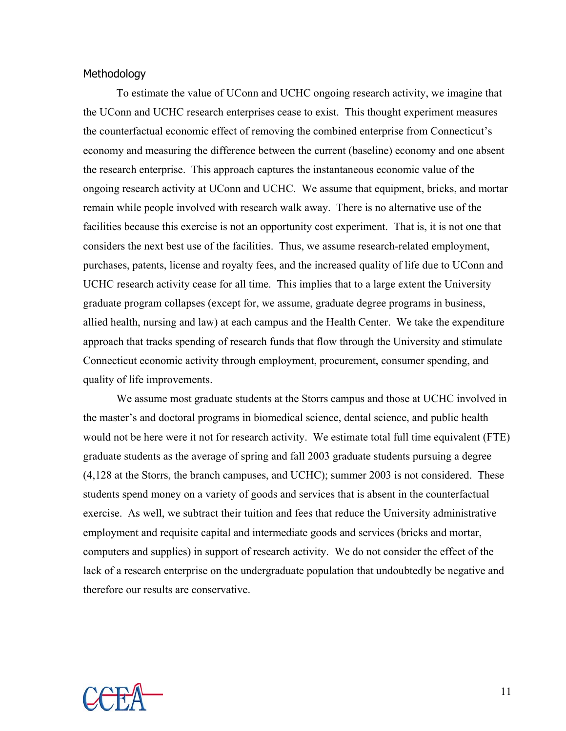## Methodology

To estimate the value of UConn and UCHC ongoing research activity, we imagine that the UConn and UCHC research enterprises cease to exist. This thought experiment measures the counterfactual economic effect of removing the combined enterprise from Connecticut's economy and measuring the difference between the current (baseline) economy and one absent the research enterprise. This approach captures the instantaneous economic value of the ongoing research activity at UConn and UCHC. We assume that equipment, bricks, and mortar remain while people involved with research walk away. There is no alternative use of the facilities because this exercise is not an opportunity cost experiment. That is, it is not one that considers the next best use of the facilities. Thus, we assume research-related employment, purchases, patents, license and royalty fees, and the increased quality of life due to UConn and UCHC research activity cease for all time. This implies that to a large extent the University graduate program collapses (except for, we assume, graduate degree programs in business, allied health, nursing and law) at each campus and the Health Center. We take the expenditure approach that tracks spending of research funds that flow through the University and stimulate Connecticut economic activity through employment, procurement, consumer spending, and quality of life improvements.

We assume most graduate students at the Storrs campus and those at UCHC involved in the master's and doctoral programs in biomedical science, dental science, and public health would not be here were it not for research activity. We estimate total full time equivalent (FTE) graduate students as the average of spring and fall 2003 graduate students pursuing a degree (4,128 at the Storrs, the branch campuses, and UCHC); summer 2003 is not considered. These students spend money on a variety of goods and services that is absent in the counterfactual exercise. As well, we subtract their tuition and fees that reduce the University administrative employment and requisite capital and intermediate goods and services (bricks and mortar, computers and supplies) in support of research activity. We do not consider the effect of the lack of a research enterprise on the undergraduate population that undoubtedly be negative and therefore our results are conservative.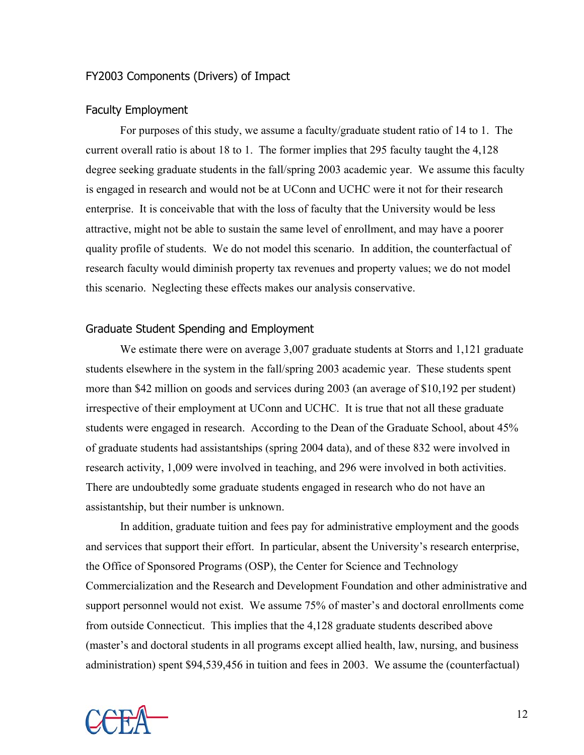## FY2003 Components (Drivers) of Impact

### Faculty Employment

For purposes of this study, we assume a faculty/graduate student ratio of 14 to 1. The current overall ratio is about 18 to 1. The former implies that 295 faculty taught the 4,128 degree seeking graduate students in the fall/spring 2003 academic year. We assume this faculty is engaged in research and would not be at UConn and UCHC were it not for their research enterprise. It is conceivable that with the loss of faculty that the University would be less attractive, might not be able to sustain the same level of enrollment, and may have a poorer quality profile of students. We do not model this scenario. In addition, the counterfactual of research faculty would diminish property tax revenues and property values; we do not model this scenario. Neglecting these effects makes our analysis conservative.

### Graduate Student Spending and Employment

We estimate there were on average 3,007 graduate students at Storrs and 1,121 graduate students elsewhere in the system in the fall/spring 2003 academic year. These students spent more than $42 million on goods and services during 2003 (an average of $10,192 per student) irrespective of their employment at UConn and UCHC. It is true that not all these graduate students were engaged in research. According to the Dean of the Graduate School, about 45% of graduate students had assistantships (spring 2004 data), and of these 832 were involved in research activity, 1,009 were involved in teaching, and 296 were involved in both activities. There are undoubtedly some graduate students engaged in research who do not have an assistantship, but their number is unknown.

In addition, graduate tuition and fees pay for administrative employment and the goods and services that support their effort. In particular, absent the University's research enterprise, the Office of Sponsored Programs (OSP), the Center for Science and Technology Commercialization and the Research and Development Foundation and other administrative and support personnel would not exist. We assume 75% of master's and doctoral enrollments come from outside Connecticut. This implies that the 4,128 graduate students described above (master's and doctoral students in all programs except allied health, law, nursing, and business administration) spent $94,539,456 in tuition and fees in 2003. We assume the (counterfactual)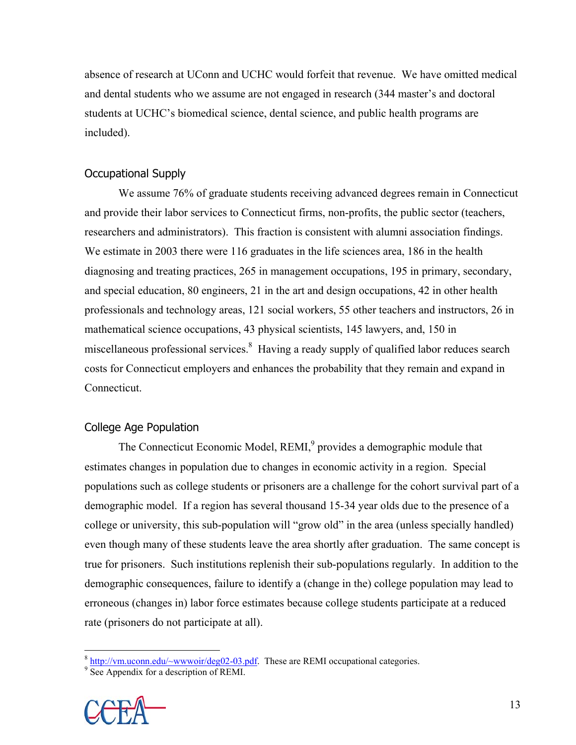absence of research at UConn and UCHC would forfeit that revenue. We have omitted medical and dental students who we assume are not engaged in research (344 master's and doctoral students at UCHC's biomedical science, dental science, and public health programs are included).

### Occupational Supply

We assume 76% of graduate students receiving advanced degrees remain in Connecticut and provide their labor services to Connecticut firms, non-profits, the public sector (teachers, researchers and administrators). This fraction is consistent with alumni association findings. We estimate in 2003 there were 116 graduates in the life sciences area, 186 in the health diagnosing and treating practices, 265 in management occupations, 195 in primary, secondary, and special education, 80 engineers, 21 in the art and design occupations, 42 in other health professionals and technology areas, 121 social workers, 55 other teachers and instructors, 26 in mathematical science occupations, 43 physical scientists, 145 lawyers, and, 150 in miscellaneous professional services.[8] Having a ready supply of qualified labor reduces search costs for Connecticut employers and enhances the probability that they remain and expand in Connecticut.

### College Age Population

The Connecticut Economic Model, REMI,[9] provides a demographic module that estimates changes in population due to changes in economic activity in a region. Special populations such as college students or prisoners are a challenge for the cohort survival part of a demographic model. If a region has several thousand 15-34 year olds due to the presence of a college or university, this sub-population will "grow old" in the area (unless specially handled) even though many of these students leave the area shortly after graduation. The same concept is true for prisoners. Such institutions replenish their sub-populations regularly. In addition to the demographic consequences, failure to identify a (change in the) college population may lead to erroneous (changes in) labor force estimates because college students participate at a reduced rate (prisoners do not participate at all).

[8] http://vm.uconn.edu/~wwwoir/deg02-03.pdf. These are REMI occupational categories.

[9] See Appendix for a description of REMI.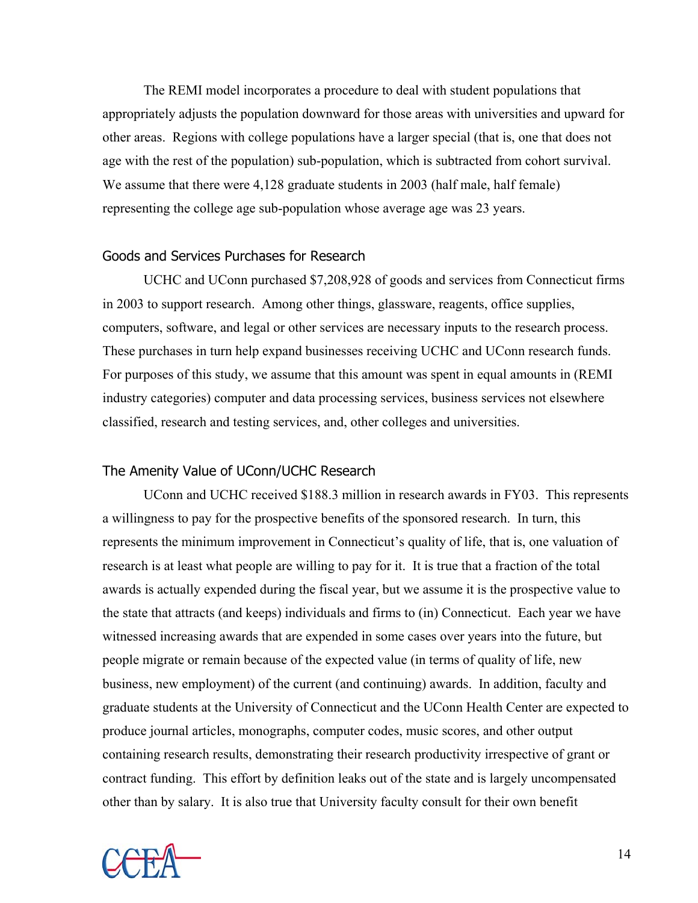The REMI model incorporates a procedure to deal with student populations that appropriately adjusts the population downward for those areas with universities and upward for other areas. Regions with college populations have a larger special (that is, one that does not age with the rest of the population) sub-population, which is subtracted from cohort survival. We assume that there were 4,128 graduate students in 2003 (half male, half female) representing the college age sub-population whose average age was 23 years.

## Goods and Services Purchases for Research

UCHC and UConn purchased $7,208,928 of goods and services from Connecticut firms in 2003 to support research. Among other things, glassware, reagents, office supplies, computers, software, and legal or other services are necessary inputs to the research process. These purchases in turn help expand businesses receiving UCHC and UConn research funds. For purposes of this study, we assume that this amount was spent in equal amounts in (REMI industry categories) computer and data processing services, business services not elsewhere classified, research and testing services, and, other colleges and universities.

## The Amenity Value of UConn/UCHC Research

UConn and UCHC received $188.3 million in research awards in FY03. This represents a willingness to pay for the prospective benefits of the sponsored research. In turn, this represents the minimum improvement in Connecticut's quality of life, that is, one valuation of research is at least what people are willing to pay for it. It is true that a fraction of the total awards is actually expended during the fiscal year, but we assume it is the prospective value to the state that attracts (and keeps) individuals and firms to (in) Connecticut. Each year we have witnessed increasing awards that are expended in some cases over years into the future, but people migrate or remain because of the expected value (in terms of quality of life, new business, new employment) of the current (and continuing) awards. In addition, faculty and graduate students at the University of Connecticut and the UConn Health Center are expected to produce journal articles, monographs, computer codes, music scores, and other output containing research results, demonstrating their research productivity irrespective of grant or contract funding. This effort by definition leaks out of the state and is largely uncompensated other than by salary. It is also true that University faculty consult for their own benefit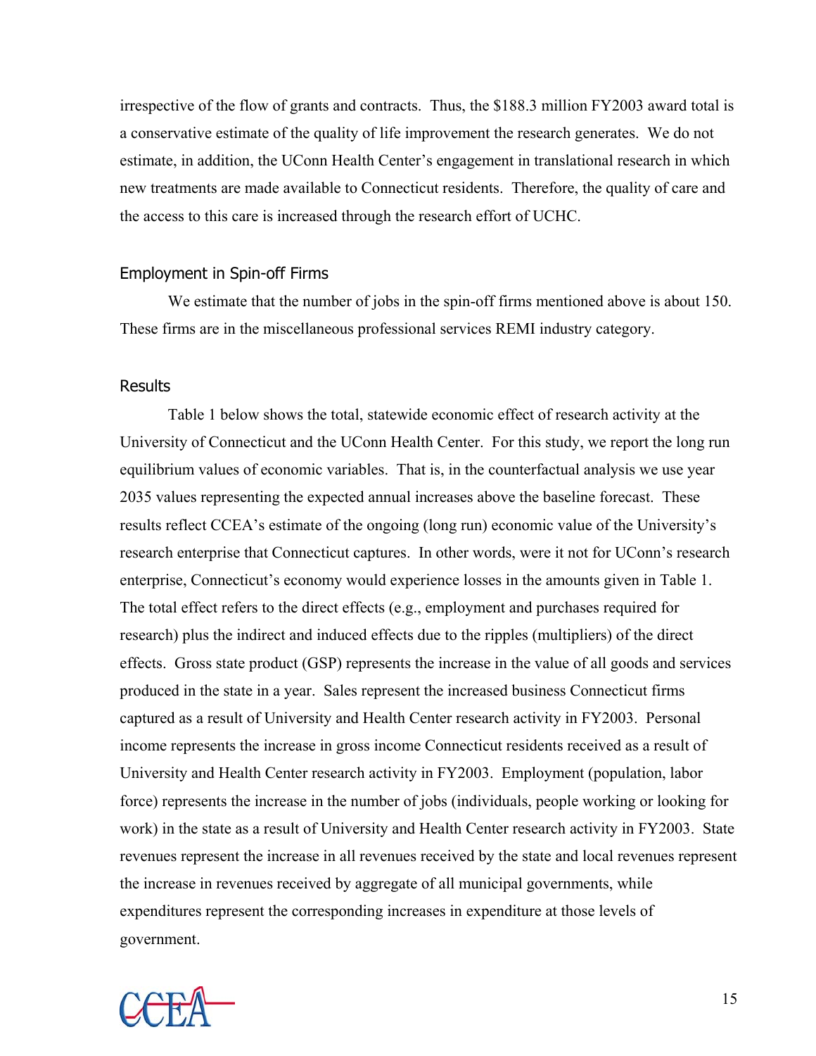irrespective of the flow of grants and contracts. Thus, the $188.3 million FY2003 award total is a conservative estimate of the quality of life improvement the research generates. We do not estimate, in addition, the UConn Health Center's engagement in translational research in which new treatments are made available to Connecticut residents. Therefore, the quality of care and the access to this care is increased through the research effort of UCHC.

## Employment in Spin-off Firms

We estimate that the number of jobs in the spin-off firms mentioned above is about 150. These firms are in the miscellaneous professional services REMI industry category.

## Results

Table 1 below shows the total, statewide economic effect of research activity at the University of Connecticut and the UConn Health Center. For this study, we report the long run equilibrium values of economic variables. That is, in the counterfactual analysis we use year 2035 values representing the expected annual increases above the baseline forecast. These results reflect CCEA's estimate of the ongoing (long run) economic value of the University's research enterprise that Connecticut captures. In other words, were it not for UConn's research enterprise, Connecticut's economy would experience losses in the amounts given in Table 1. The total effect refers to the direct effects (e.g., employment and purchases required for research) plus the indirect and induced effects due to the ripples (multipliers) of the direct effects. Gross state product (GSP) represents the increase in the value of all goods and services produced in the state in a year. Sales represent the increased business Connecticut firms captured as a result of University and Health Center research activity in FY2003. Personal income represents the increase in gross income Connecticut residents received as a result of University and Health Center research activity in FY2003. Employment (population, labor force) represents the increase in the number of jobs (individuals, people working or looking for work) in the state as a result of University and Health Center research activity in FY2003. State revenues represent the increase in all revenues received by the state and local revenues represent the increase in revenues received by aggregate of all municipal governments, while expenditures represent the corresponding increases in expenditure at those levels of government.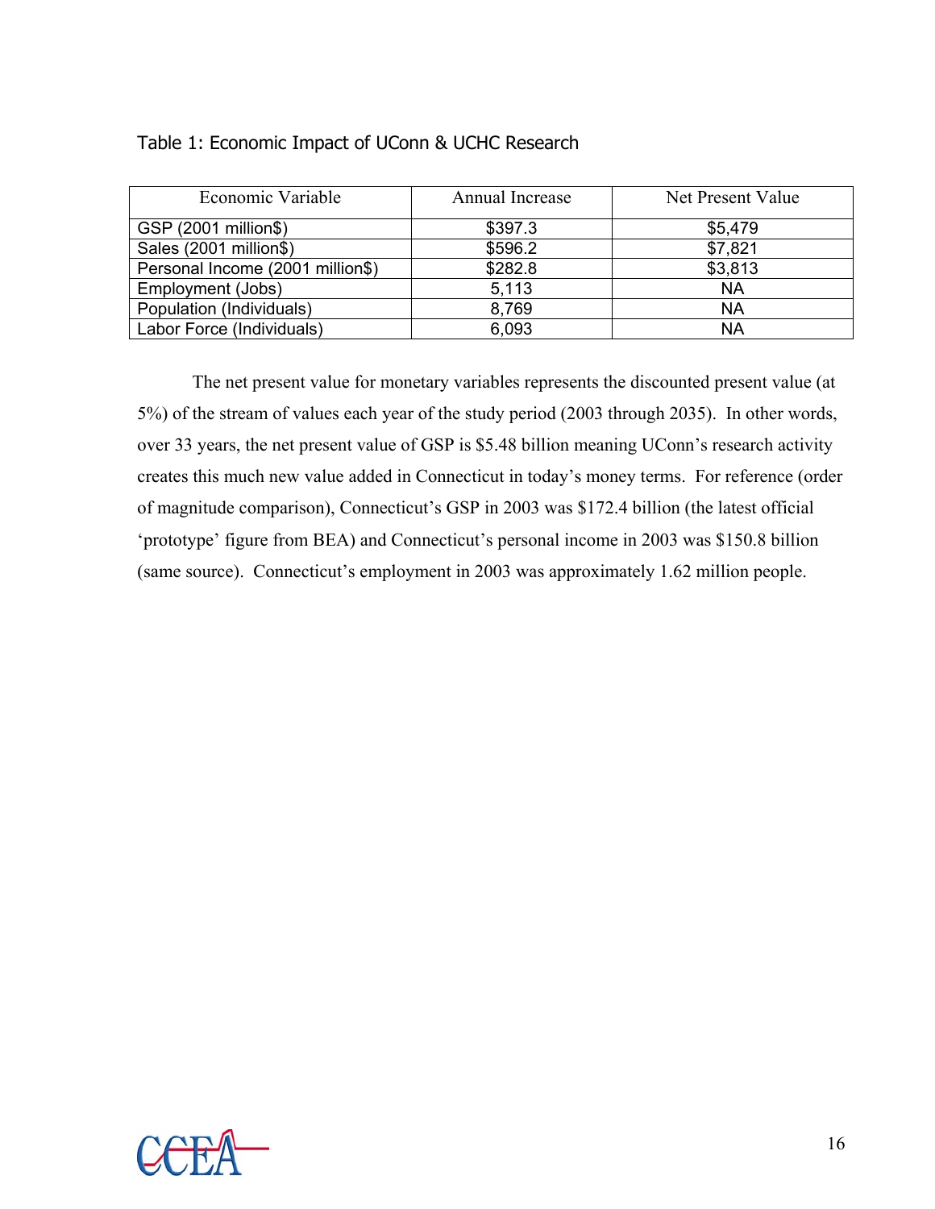Table 1: Economic Impact of UConn & UCHC Research

| Economic Variable | Annual Increase | Net Present Value |
|---|---|---|
| GSP (2001 million$) | $397.3 | $5,479 |
| Sales (2001 million$) | $596.2 | $7,821 |
| Personal Income (2001 million$) | $282.8 | $3,813 |
| Employment (Jobs) | 5,113 | NA |
| Population (Individuals) | 8,769 | NA |
| Labor Force (Individuals) | 6,093 | NA |

The net present value for monetary variables represents the discounted present value (at 5%) of the stream of values each year of the study period (2003 through 2035). In other words, over 33 years, the net present value of GSP is $5.48 billion meaning UConn's research activity creates this much new value added in Connecticut in today's money terms. For reference (order of magnitude comparison), Connecticut's GSP in 2003 was $172.4 billion (the latest official 'prototype' figure from BEA) and Connecticut's personal income in 2003 was $150.8 billion (same source). Connecticut's employment in 2003 was approximately 1.62 million people.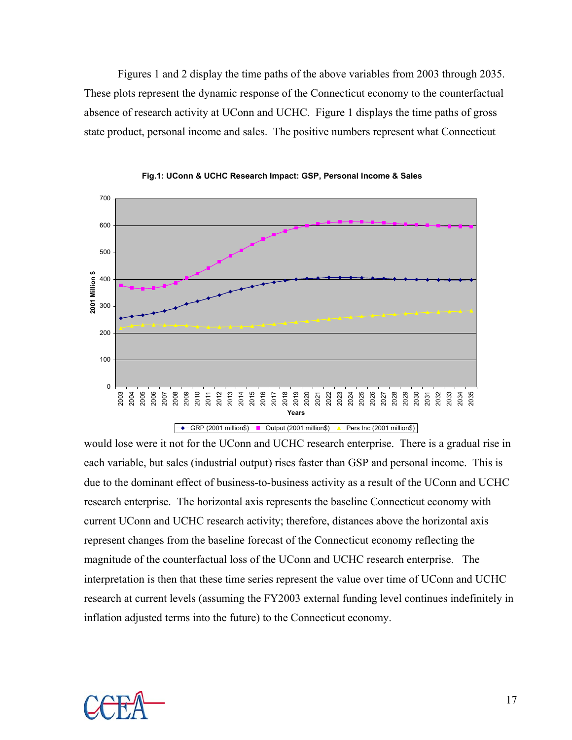Figures 1 and 2 display the time paths of the above variables from 2003 through 2035. These plots represent the dynamic response of the Connecticut economy to the counterfactual absence of research activity at UConn and UCHC. Figure 1 displays the time paths of gross state product, personal income and sales. The positive numbers represent what Connecticut

**Fig.1: UConn & UCHC Research Impact: GSP, Personal Income & Sales**

would lose were it not for the UConn and UCHC research enterprise. There is a gradual rise in each variable, but sales (industrial output) rises faster than GSP and personal income. This is due to the dominant effect of business-to-business activity as a result of the UConn and UCHC research enterprise. The horizontal axis represents the baseline Connecticut economy with current UConn and UCHC research activity; therefore, distances above the horizontal axis represent changes from the baseline forecast of the Connecticut economy reflecting the magnitude of the counterfactual loss of the UConn and UCHC research enterprise. The interpretation is then that these time series represent the value over time of UConn and UCHC research at current levels (assuming the FY2003 external funding level continues indefinitely in inflation adjusted terms into the future) to the Connecticut economy.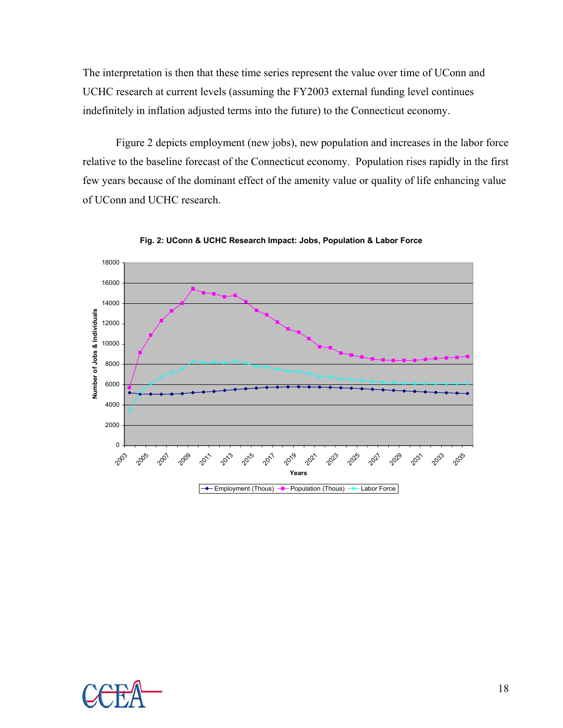The interpretation is then that these time series represent the value over time of UConn and UCHC research at current levels (assuming the FY2003 external funding level continues indefinitely in inflation adjusted terms into the future) to the Connecticut economy.

Figure 2 depicts employment (new jobs), new population and increases in the labor force relative to the baseline forecast of the Connecticut economy. Population rises rapidly in the first few years because of the dominant effect of the amenity value or quality of life enhancing value of UConn and UCHC research.

**Fig. 2: UConn & UCHC Research Impact: Jobs, Population & Labor Force**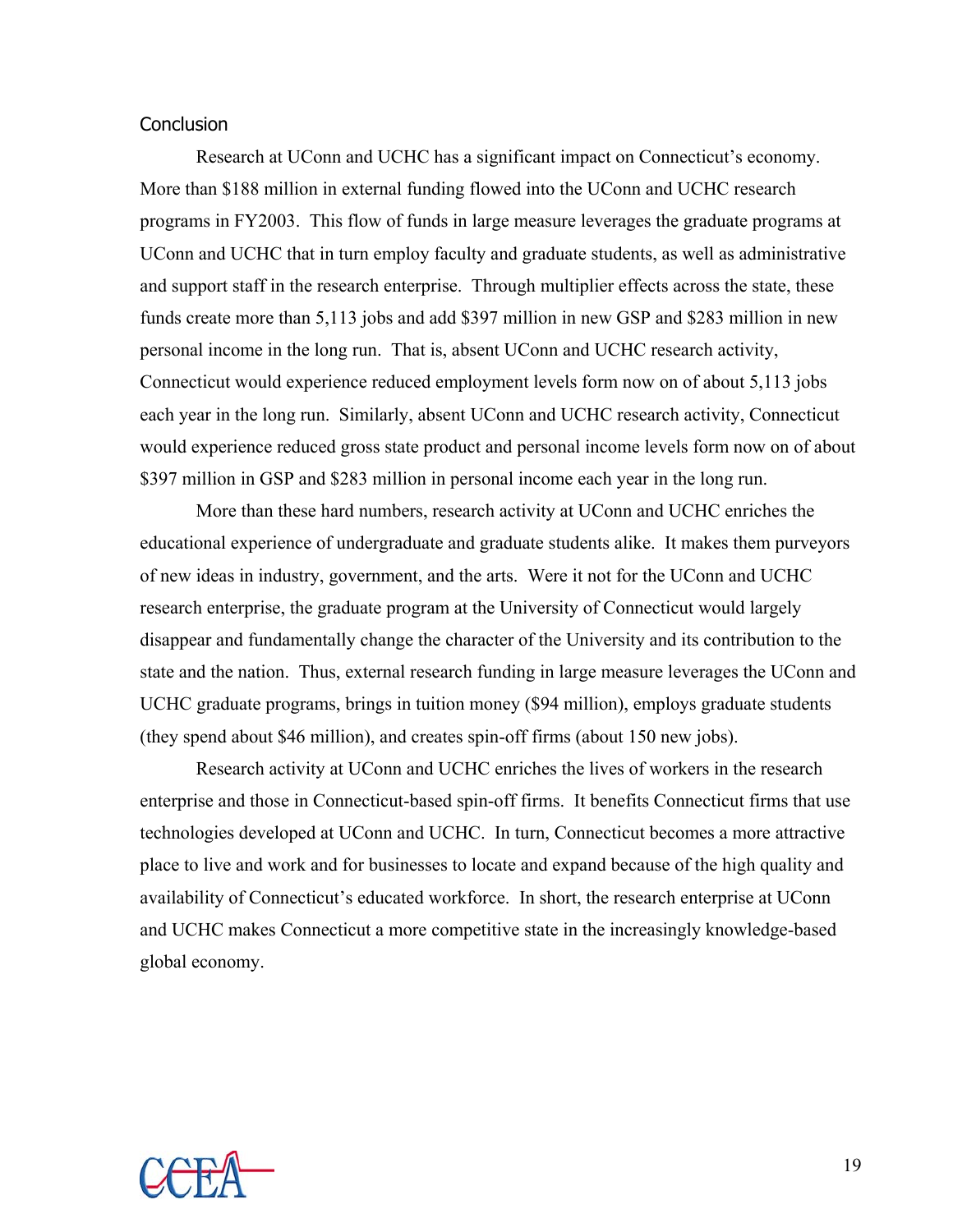## Conclusion

Research at UConn and UCHC has a significant impact on Connecticut's economy. More than $188 million in external funding flowed into the UConn and UCHC research programs in FY2003. This flow of funds in large measure leverages the graduate programs at UConn and UCHC that in turn employ faculty and graduate students, as well as administrative and support staff in the research enterprise. Through multiplier effects across the state, these funds create more than 5,113 jobs and add $397 million in new GSP and $283 million in new personal income in the long run. That is, absent UConn and UCHC research activity, Connecticut would experience reduced employment levels form now on of about 5,113 jobs each year in the long run. Similarly, absent UConn and UCHC research activity, Connecticut would experience reduced gross state product and personal income levels form now on of about $397 million in GSP and $283 million in personal income each year in the long run.

More than these hard numbers, research activity at UConn and UCHC enriches the educational experience of undergraduate and graduate students alike. It makes them purveyors of new ideas in industry, government, and the arts. Were it not for the UConn and UCHC research enterprise, the graduate program at the University of Connecticut would largely disappear and fundamentally change the character of the University and its contribution to the state and the nation. Thus, external research funding in large measure leverages the UConn and UCHC graduate programs, brings in tuition money ($94 million), employs graduate students (they spend about $46 million), and creates spin-off firms (about 150 new jobs).

Research activity at UConn and UCHC enriches the lives of workers in the research enterprise and those in Connecticut-based spin-off firms. It benefits Connecticut firms that use technologies developed at UConn and UCHC. In turn, Connecticut becomes a more attractive place to live and work and for businesses to locate and expand because of the high quality and availability of Connecticut's educated workforce. In short, the research enterprise at UConn and UCHC makes Connecticut a more competitive state in the increasingly knowledge-based global economy.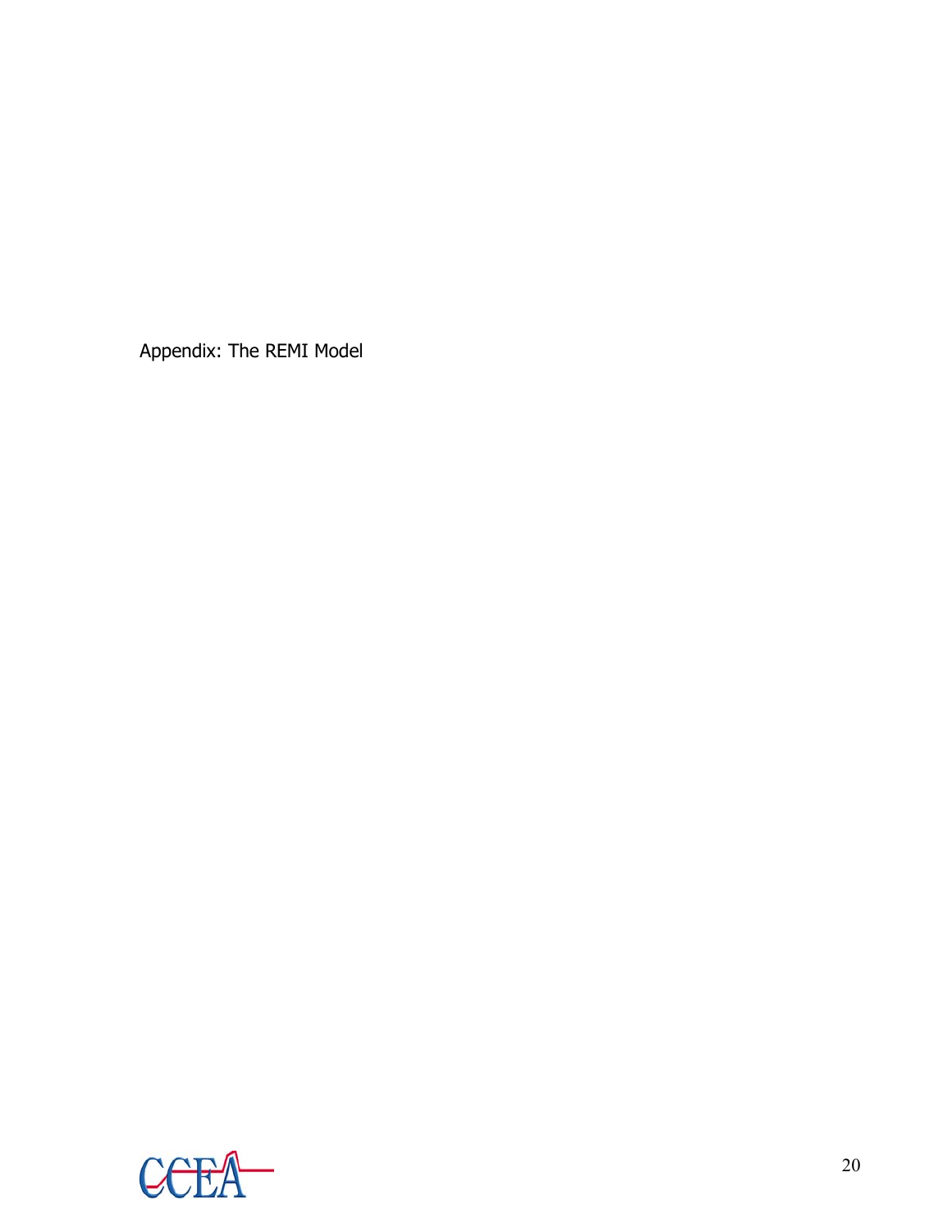# Appendix: The REMI Model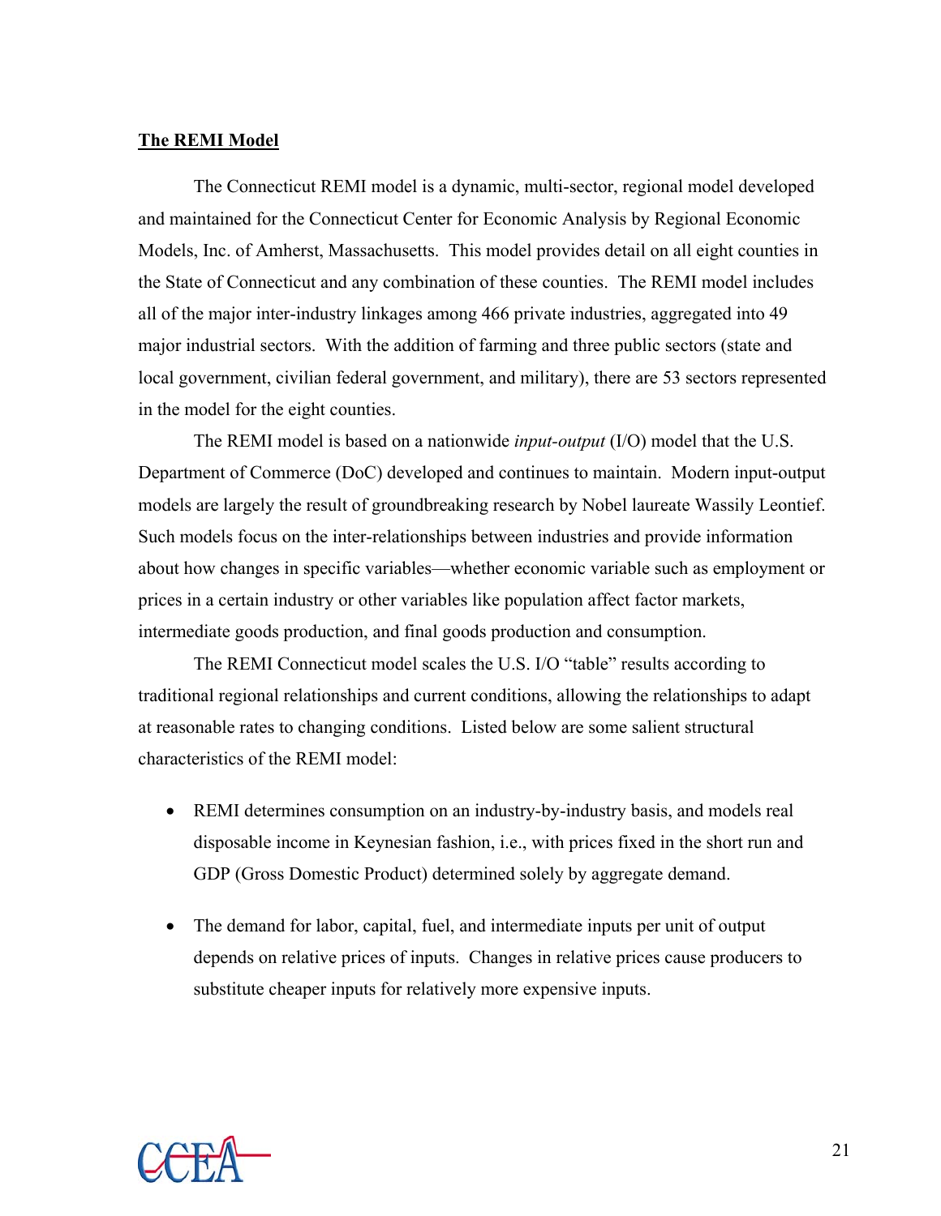**The REMI Model**

The Connecticut REMI model is a dynamic, multi-sector, regional model developed and maintained for the Connecticut Center for Economic Analysis by Regional Economic Models, Inc. of Amherst, Massachusetts. This model provides detail on all eight counties in the State of Connecticut and any combination of these counties. The REMI model includes all of the major inter-industry linkages among 466 private industries, aggregated into 49 major industrial sectors. With the addition of farming and three public sectors (state and local government, civilian federal government, and military), there are 53 sectors represented in the model for the eight counties.

The REMI model is based on a nationwide *input-output* (I/O) model that the U.S. Department of Commerce (DoC) developed and continues to maintain. Modern input-output models are largely the result of groundbreaking research by Nobel laureate Wassily Leontief. Such models focus on the inter-relationships between industries and provide information about how changes in specific variables—whether economic variable such as employment or prices in a certain industry or other variables like population affect factor markets, intermediate goods production, and final goods production and consumption.

The REMI Connecticut model scales the U.S. I/O "table" results according to traditional regional relationships and current conditions, allowing the relationships to adapt at reasonable rates to changing conditions. Listed below are some salient structural characteristics of the REMI model:

- REMI determines consumption on an industry-by-industry basis, and models real disposable income in Keynesian fashion, i.e., with prices fixed in the short run and GDP (Gross Domestic Product) determined solely by aggregate demand.

- The demand for labor, capital, fuel, and intermediate inputs per unit of output depends on relative prices of inputs. Changes in relative prices cause producers to substitute cheaper inputs for relatively more expensive inputs.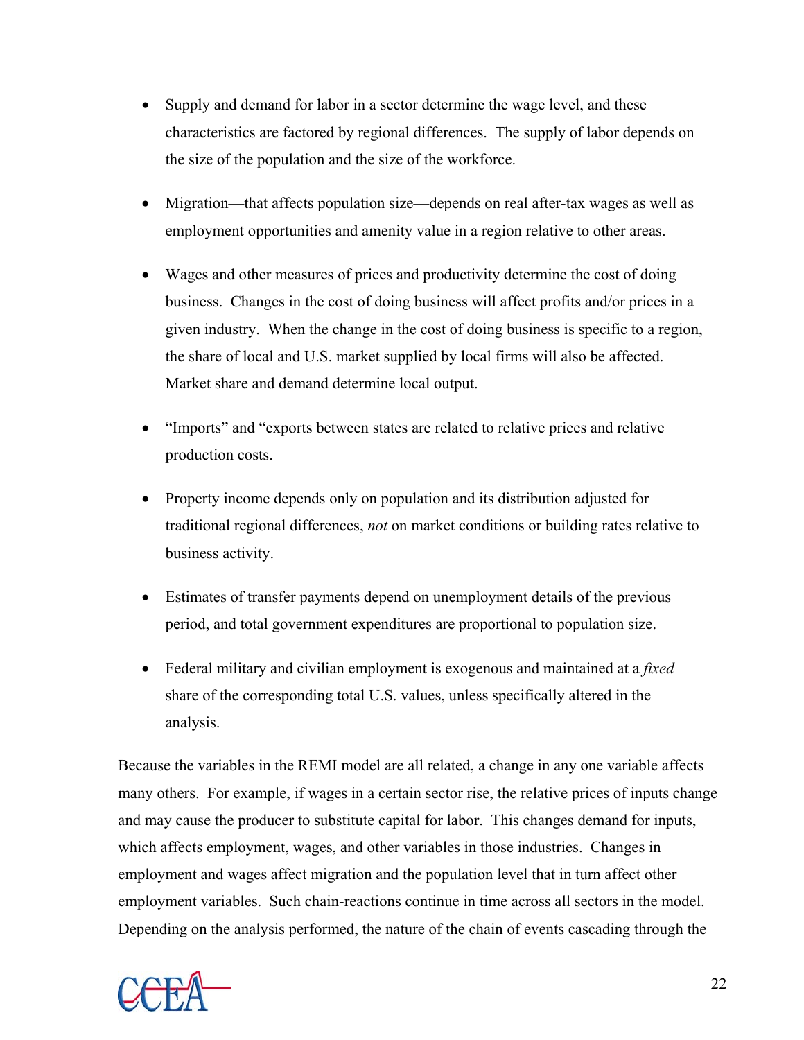- Supply and demand for labor in a sector determine the wage level, and these characteristics are factored by regional differences. The supply of labor depends on the size of the population and the size of the workforce.

- Migration—that affects population size—depends on real after-tax wages as well as employment opportunities and amenity value in a region relative to other areas.

- Wages and other measures of prices and productivity determine the cost of doing business. Changes in the cost of doing business will affect profits and/or prices in a given industry. When the change in the cost of doing business is specific to a region, the share of local and U.S. market supplied by local firms will also be affected. Market share and demand determine local output.

- "Imports" and "exports between states are related to relative prices and relative production costs.

- Property income depends only on population and its distribution adjusted for traditional regional differences, *not* on market conditions or building rates relative to business activity.

- Estimates of transfer payments depend on unemployment details of the previous period, and total government expenditures are proportional to population size.

- Federal military and civilian employment is exogenous and maintained at a *fixed* share of the corresponding total U.S. values, unless specifically altered in the analysis.

Because the variables in the REMI model are all related, a change in any one variable affects many others. For example, if wages in a certain sector rise, the relative prices of inputs change and may cause the producer to substitute capital for labor. This changes demand for inputs, which affects employment, wages, and other variables in those industries. Changes in employment and wages affect migration and the population level that in turn affect other employment variables. Such chain-reactions continue in time across all sectors in the model. Depending on the analysis performed, the nature of the chain of events cascading through the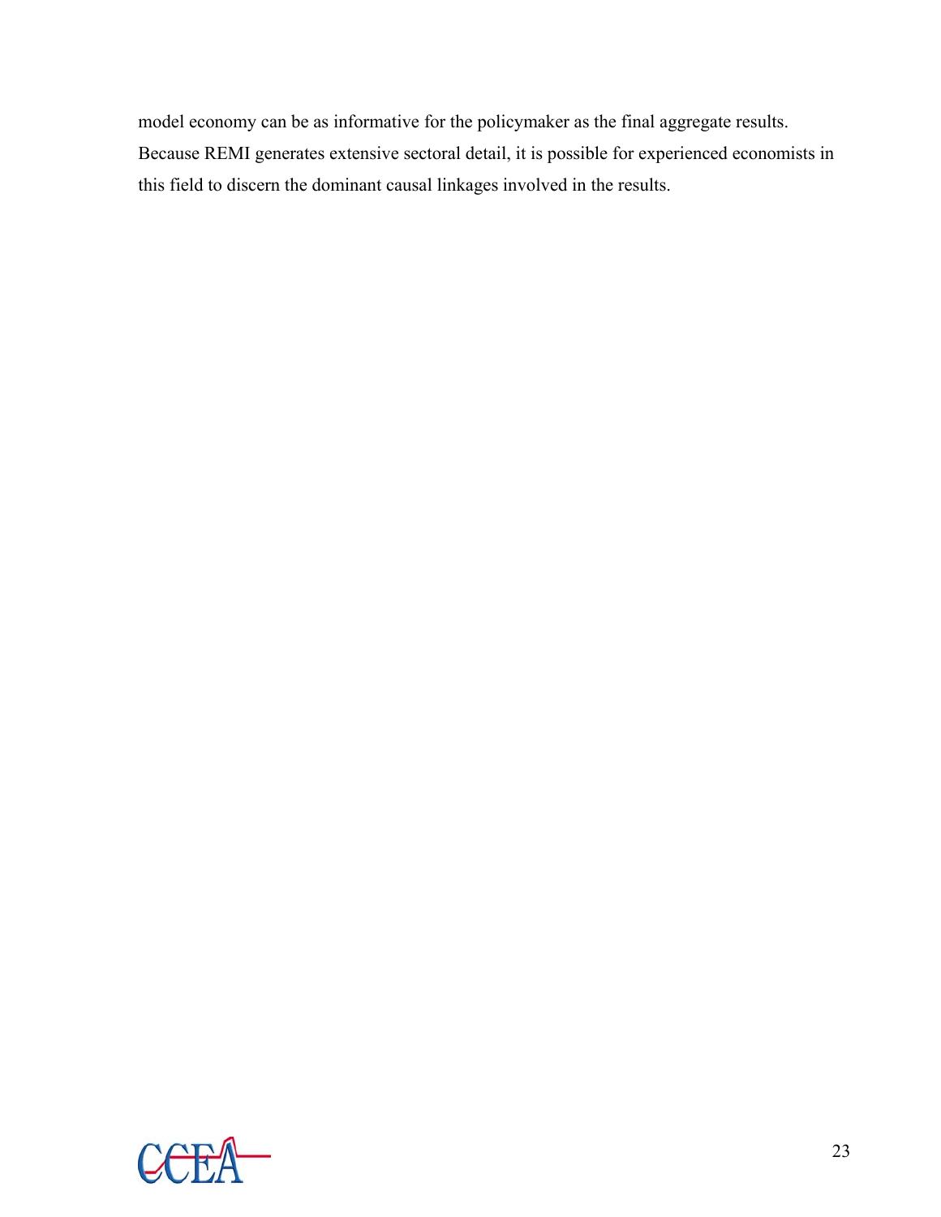model economy can be as informative for the policymaker as the final aggregate results. Because REMI generates extensive sectoral detail, it is possible for experienced economists in this field to discern the dominant causal linkages involved in the results.